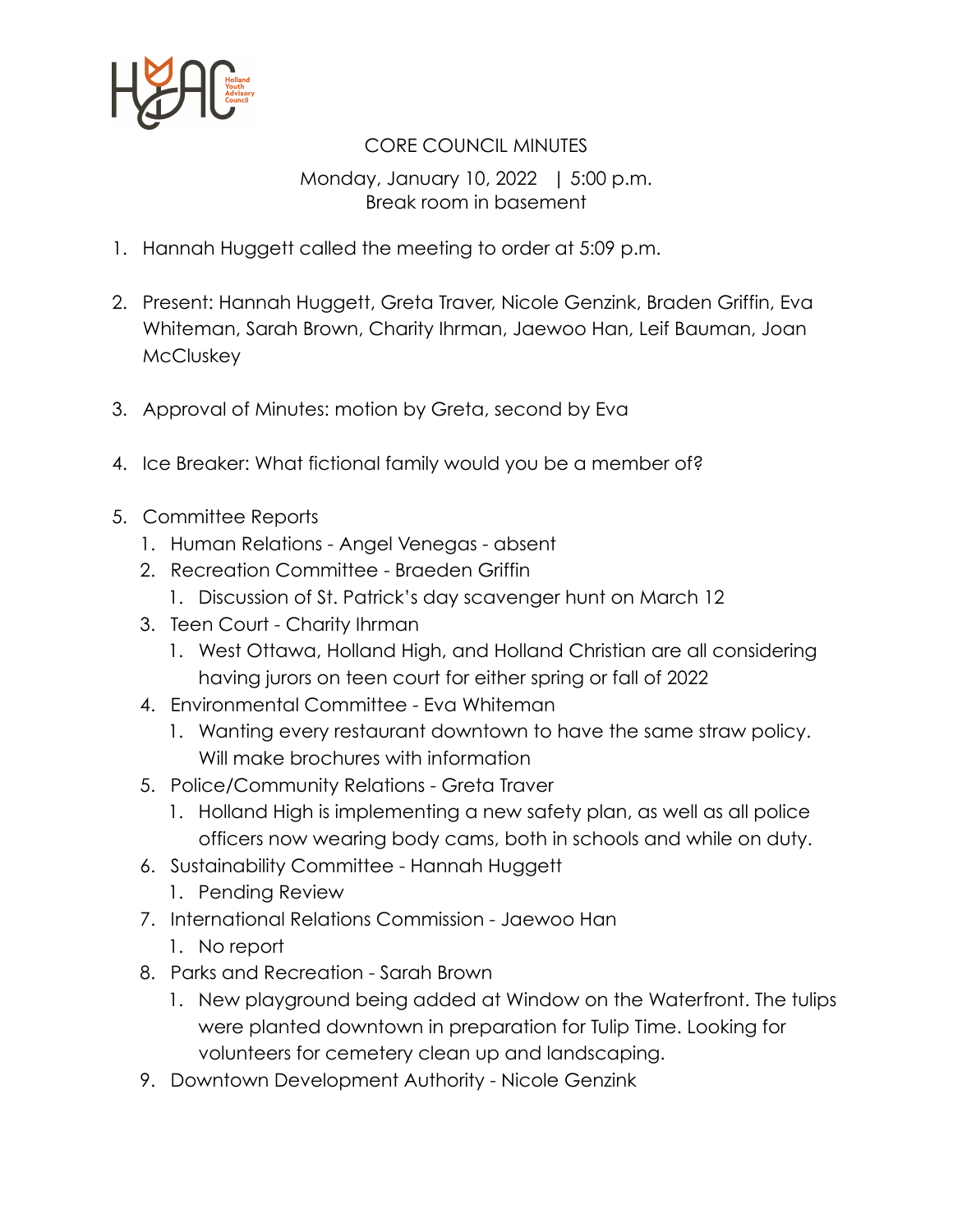# CORE COUNCIL MINUTES

Monday, January 10, 2022 | 5:00 p.m.
Break room in basement

1. Hannah Huggett called the meeting to order at 5:09 p.m.

2. Present: Hannah Huggett, Greta Traver, Nicole Genzink, Braden Griffin, Eva Whiteman, Sarah Brown, Charity Ihrman, Jaewoo Han, Leif Bauman, Joan McCluskey

3. Approval of Minutes: motion by Greta, second by Eva

4. Ice Breaker: What fictional family would you be a member of?

5. Committee Reports
   1. Human Relations - Angel Venegas - absent
   2. Recreation Committee - Braeden Griffin
      1. Discussion of St. Patrick's day scavenger hunt on March 12
   3. Teen Court - Charity Ihrman
      1. West Ottawa, Holland High, and Holland Christian are all considering having jurors on teen court for either spring or fall of 2022
   4. Environmental Committee - Eva Whiteman
      1. Wanting every restaurant downtown to have the same straw policy. Will make brochures with information
   5. Police/Community Relations - Greta Traver
      1. Holland High is implementing a new safety plan, as well as all police officers now wearing body cams, both in schools and while on duty.
   6. Sustainability Committee - Hannah Huggett
      1. Pending Review
   7. International Relations Commission - Jaewoo Han
      1. No report
   8. Parks and Recreation - Sarah Brown
      1. New playground being added at Window on the Waterfront. The tulips were planted downtown in preparation for Tulip Time. Looking for volunteers for cemetery clean up and landscaping.
   9. Downtown Development Authority - Nicole Genzink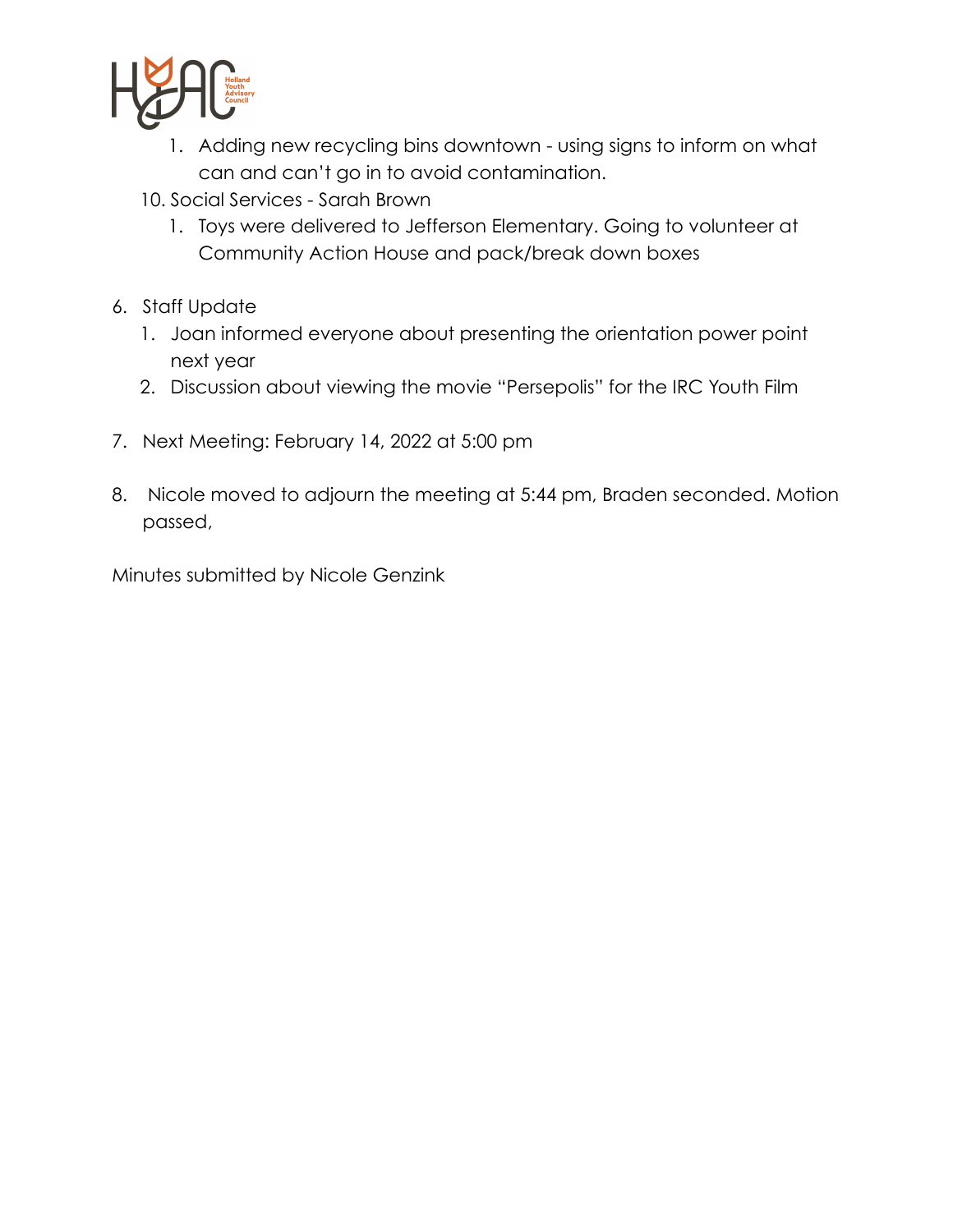1. Adding new recycling bins downtown - using signs to inform on what can and can't go in to avoid contamination.

10. Social Services - Sarah Brown
    1. Toys were delivered to Jefferson Elementary. Going to volunteer at Community Action House and pack/break down boxes

6. Staff Update
   1. Joan informed everyone about presenting the orientation power point next year
   2. Discussion about viewing the movie "Persepolis" for the IRC Youth Film

7. Next Meeting: February 14, 2022 at 5:00 pm

8. Nicole moved to adjourn the meeting at 5:44 pm, Braden seconded. Motion passed,

Minutes submitted by Nicole Genzink